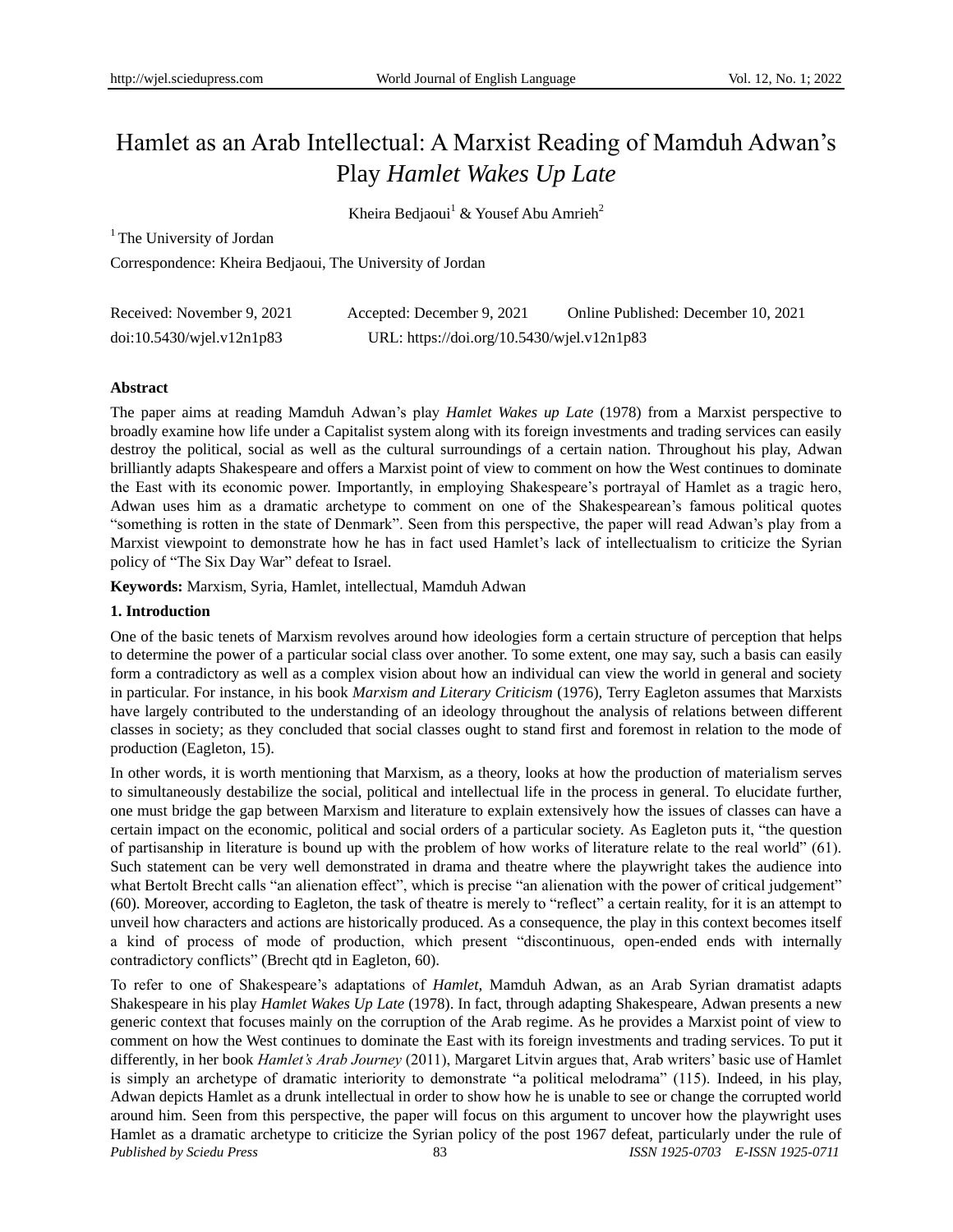# Hamlet as an Arab Intellectual: A Marxist Reading of Mamduh Adwan's Play *Hamlet Wakes Up Late*

Kheira Bedjaoui[1] & Yousef Abu Amrieh[2]

[1] The University of Jordan

Correspondence: Kheira Bedjaoui, The University of Jordan

Received: November 9, 2021 Accepted: December 9, 2021 Online Published: December 10, 2021

doi:10.5430/wjel.v12n1p83 URL: https://doi.org/10.5430/wjel.v12n1p83

### Abstract

The paper aims at reading Mamduh Adwan's play *Hamlet Wakes up Late* (1978) from a Marxist perspective to broadly examine how life under a Capitalist system along with its foreign investments and trading services can easily destroy the political, social as well as the cultural surroundings of a certain nation. Throughout his play, Adwan brilliantly adapts Shakespeare and offers a Marxist point of view to comment on how the West continues to dominate the East with its economic power. Importantly, in employing Shakespeare's portrayal of Hamlet as a tragic hero, Adwan uses him as a dramatic archetype to comment on one of the Shakespearean's famous political quotes "something is rotten in the state of Denmark". Seen from this perspective, the paper will read Adwan's play from a Marxist viewpoint to demonstrate how he has in fact used Hamlet's lack of intellectualism to criticize the Syrian policy of "The Six Day War" defeat to Israel.

**Keywords:** Marxism, Syria, Hamlet, intellectual, Mamduh Adwan

## 1. Introduction

One of the basic tenets of Marxism revolves around how ideologies form a certain structure of perception that helps to determine the power of a particular social class over another. To some extent, one may say, such a basis can easily form a contradictory as well as a complex vision about how an individual can view the world in general and society in particular. For instance, in his book *Marxism and Literary Criticism* (1976), Terry Eagleton assumes that Marxists have largely contributed to the understanding of an ideology throughout the analysis of relations between different classes in society; as they concluded that social classes ought to stand first and foremost in relation to the mode of production (Eagleton, 15).

In other words, it is worth mentioning that Marxism, as a theory, looks at how the production of materialism serves to simultaneously destabilize the social, political and intellectual life in the process in general. To elucidate further, one must bridge the gap between Marxism and literature to explain extensively how the issues of classes can have a certain impact on the economic, political and social orders of a particular society. As Eagleton puts it, "the question of partisanship in literature is bound up with the problem of how works of literature relate to the real world" (61). Such statement can be very well demonstrated in drama and theatre where the playwright takes the audience into what Bertolt Brecht calls "an alienation effect", which is precise "an alienation with the power of critical judgement" (60). Moreover, according to Eagleton, the task of theatre is merely to "reflect" a certain reality, for it is an attempt to unveil how characters and actions are historically produced. As a consequence, the play in this context becomes itself a kind of process of mode of production, which present "discontinuous, open-ended ends with internally contradictory conflicts" (Brecht qtd in Eagleton, 60).

To refer to one of Shakespeare's adaptations of *Hamlet*, Mamduh Adwan, as an Arab Syrian dramatist adapts Shakespeare in his play *Hamlet Wakes Up Late* (1978). In fact, through adapting Shakespeare, Adwan presents a new generic context that focuses mainly on the corruption of the Arab regime. As he provides a Marxist point of view to comment on how the West continues to dominate the East with its foreign investments and trading services. To put it differently, in her book *Hamlet's Arab Journey* (2011), Margaret Litvin argues that, Arab writers' basic use of Hamlet is simply an archetype of dramatic interiority to demonstrate "a political melodrama" (115). Indeed, in his play, Adwan depicts Hamlet as a drunk intellectual in order to show how he is unable to see or change the corrupted world around him. Seen from this perspective, the paper will focus on this argument to uncover how the playwright uses Hamlet as a dramatic archetype to criticize the Syrian policy of the post 1967 defeat, particularly under the rule of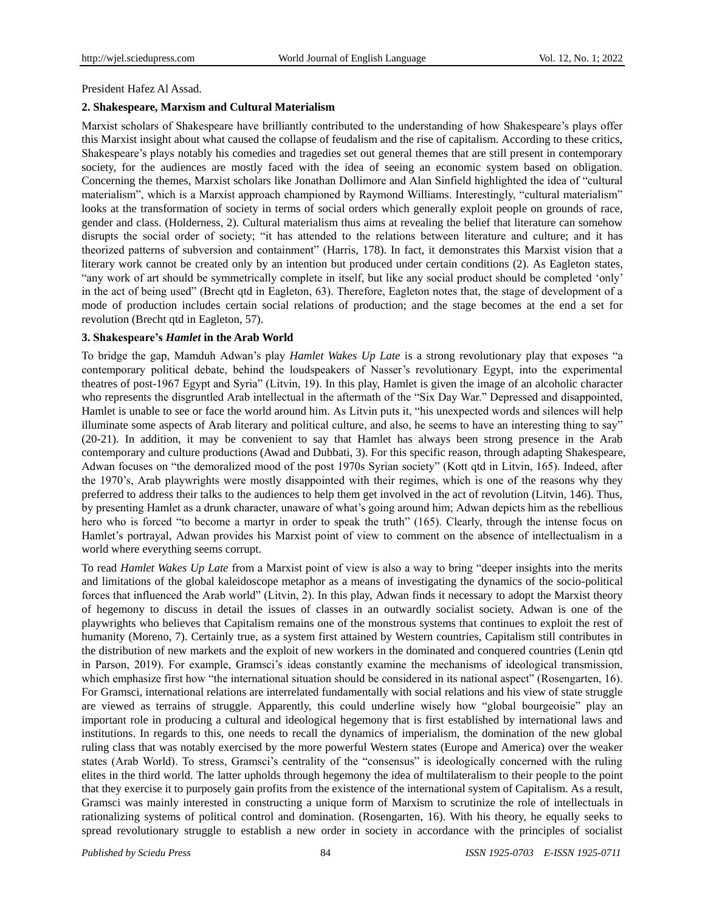President Hafez Al Assad.

**2. Shakespeare, Marxism and Cultural Materialism**

Marxist scholars of Shakespeare have brilliantly contributed to the understanding of how Shakespeare's plays offer this Marxist insight about what caused the collapse of feudalism and the rise of capitalism. According to these critics, Shakespeare's plays notably his comedies and tragedies set out general themes that are still present in contemporary society, for the audiences are mostly faced with the idea of seeing an economic system based on obligation. Concerning the themes, Marxist scholars like Jonathan Dollimore and Alan Sinfield highlighted the idea of "cultural materialism", which is a Marxist approach championed by Raymond Williams. Interestingly, "cultural materialism" looks at the transformation of society in terms of social orders which generally exploit people on grounds of race, gender and class. (Holderness, 2). Cultural materialism thus aims at revealing the belief that literature can somehow disrupts the social order of society; "it has attended to the relations between literature and culture; and it has theorized patterns of subversion and containment" (Harris, 178). In fact, it demonstrates this Marxist vision that a literary work cannot be created only by an intention but produced under certain conditions (2). As Eagleton states, "any work of art should be symmetrically complete in itself, but like any social product should be completed 'only' in the act of being used" (Brecht qtd in Eagleton, 63). Therefore, Eagleton notes that, the stage of development of a mode of production includes certain social relations of production; and the stage becomes at the end a set for revolution (Brecht qtd in Eagleton, 57).

**3. Shakespeare's *Hamlet* in the Arab World**

To bridge the gap, Mamduh Adwan's play *Hamlet Wakes Up Late* is a strong revolutionary play that exposes "a contemporary political debate, behind the loudspeakers of Nasser's revolutionary Egypt, into the experimental theatres of post-1967 Egypt and Syria" (Litvin, 19). In this play, Hamlet is given the image of an alcoholic character who represents the disgruntled Arab intellectual in the aftermath of the "Six Day War." Depressed and disappointed, Hamlet is unable to see or face the world around him. As Litvin puts it, "his unexpected words and silences will help illuminate some aspects of Arab literary and political culture, and also, he seems to have an interesting thing to say" (20-21). In addition, it may be convenient to say that Hamlet has always been strong presence in the Arab contemporary and culture productions (Awad and Dubbati, 3). For this specific reason, through adapting Shakespeare, Adwan focuses on "the demoralized mood of the post 1970s Syrian society" (Kott qtd in Litvin, 165). Indeed, after the 1970's, Arab playwrights were mostly disappointed with their regimes, which is one of the reasons why they preferred to address their talks to the audiences to help them get involved in the act of revolution (Litvin, 146). Thus, by presenting Hamlet as a drunk character, unaware of what's going around him; Adwan depicts him as the rebellious hero who is forced "to become a martyr in order to speak the truth" (165). Clearly, through the intense focus on Hamlet's portrayal, Adwan provides his Marxist point of view to comment on the absence of intellectualism in a world where everything seems corrupt.

To read *Hamlet Wakes Up Late* from a Marxist point of view is also a way to bring "deeper insights into the merits and limitations of the global kaleidoscope metaphor as a means of investigating the dynamics of the socio-political forces that influenced the Arab world" (Litvin, 2). In this play, Adwan finds it necessary to adopt the Marxist theory of hegemony to discuss in detail the issues of classes in an outwardly socialist society. Adwan is one of the playwrights who believes that Capitalism remains one of the monstrous systems that continues to exploit the rest of humanity (Moreno, 7). Certainly true, as a system first attained by Western countries, Capitalism still contributes in the distribution of new markets and the exploit of new workers in the dominated and conquered countries (Lenin qtd in Parson, 2019). For example, Gramsci's ideas constantly examine the mechanisms of ideological transmission, which emphasize first how "the international situation should be considered in its national aspect" (Rosengarten, 16). For Gramsci, international relations are interrelated fundamentally with social relations and his view of state struggle are viewed as terrains of struggle. Apparently, this could underline wisely how "global bourgeoisie" play an important role in producing a cultural and ideological hegemony that is first established by international laws and institutions. In regards to this, one needs to recall the dynamics of imperialism, the domination of the new global ruling class that was notably exercised by the more powerful Western states (Europe and America) over the weaker states (Arab World). To stress, Gramsci's centrality of the "consensus" is ideologically concerned with the ruling elites in the third world. The latter upholds through hegemony the idea of multilateralism to their people to the point that they exercise it to purposely gain profits from the existence of the international system of Capitalism. As a result, Gramsci was mainly interested in constructing a unique form of Marxism to scrutinize the role of intellectuals in rationalizing systems of political control and domination. (Rosengarten, 16). With his theory, he equally seeks to spread revolutionary struggle to establish a new order in society in accordance with the principles of socialist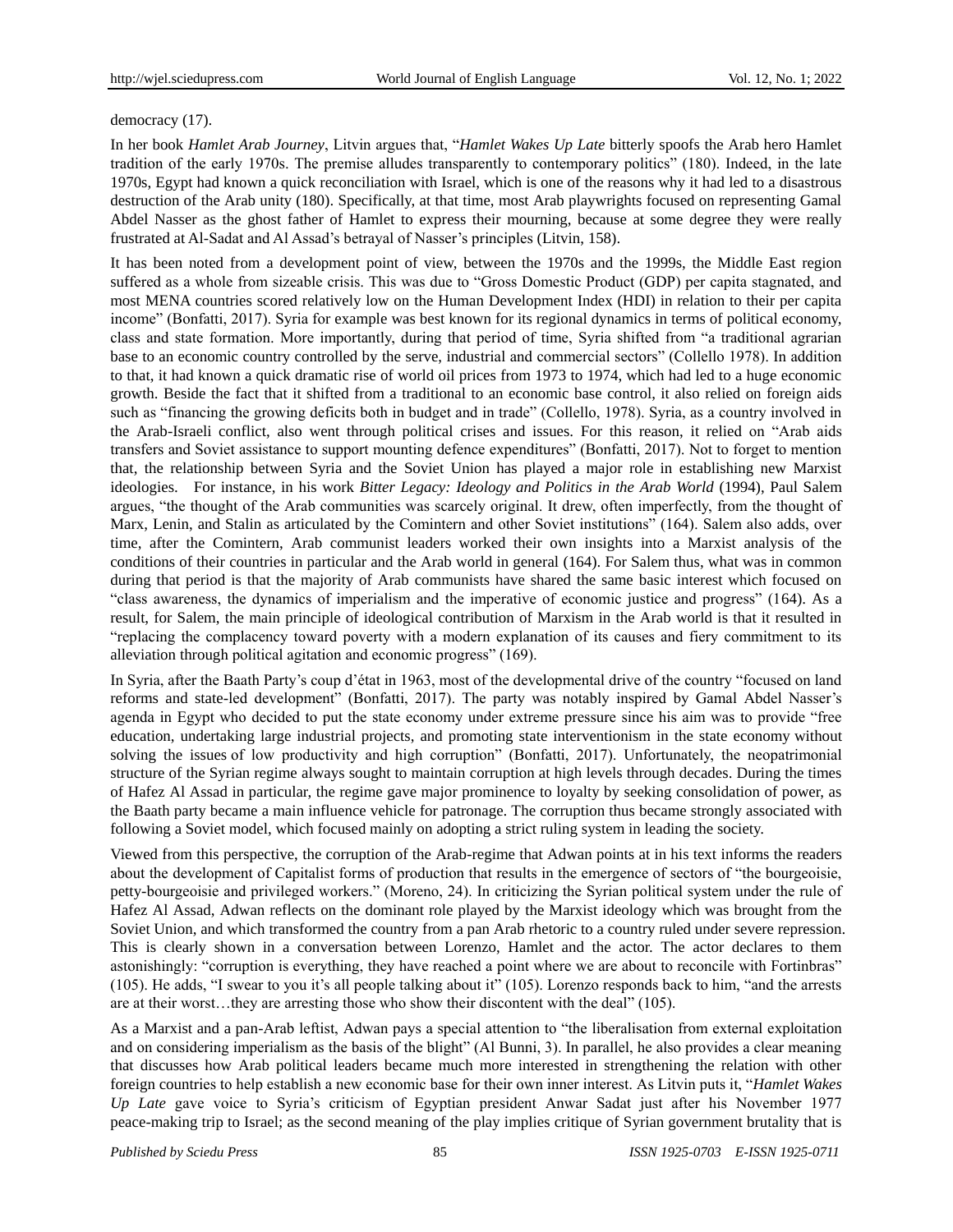democracy (17).

In her book *Hamlet Arab Journey*, Litvin argues that, "*Hamlet Wakes Up Late* bitterly spoofs the Arab hero Hamlet tradition of the early 1970s. The premise alludes transparently to contemporary politics" (180). Indeed, in the late 1970s, Egypt had known a quick reconciliation with Israel, which is one of the reasons why it had led to a disastrous destruction of the Arab unity (180). Specifically, at that time, most Arab playwrights focused on representing Gamal Abdel Nasser as the ghost father of Hamlet to express their mourning, because at some degree they were really frustrated at Al-Sadat and Al Assad's betrayal of Nasser's principles (Litvin, 158).

It has been noted from a development point of view, between the 1970s and the 1999s, the Middle East region suffered as a whole from sizeable crisis. This was due to "Gross Domestic Product (GDP) per capita stagnated, and most MENA countries scored relatively low on the Human Development Index (HDI) in relation to their per capita income" (Bonfatti, 2017). Syria for example was best known for its regional dynamics in terms of political economy, class and state formation. More importantly, during that period of time, Syria shifted from "a traditional agrarian base to an economic country controlled by the serve, industrial and commercial sectors" (Collello 1978). In addition to that, it had known a quick dramatic rise of world oil prices from 1973 to 1974, which had led to a huge economic growth. Beside the fact that it shifted from a traditional to an economic base control, it also relied on foreign aids such as "financing the growing deficits both in budget and in trade" (Collello, 1978). Syria, as a country involved in the Arab-Israeli conflict, also went through political crises and issues. For this reason, it relied on "Arab aids transfers and Soviet assistance to support mounting defence expenditures" (Bonfatti, 2017). Not to forget to mention that, the relationship between Syria and the Soviet Union has played a major role in establishing new Marxist ideologies. For instance, in his work *Bitter Legacy: Ideology and Politics in the Arab World* (1994), Paul Salem argues, "the thought of the Arab communities was scarcely original. It drew, often imperfectly, from the thought of Marx, Lenin, and Stalin as articulated by the Comintern and other Soviet institutions" (164). Salem also adds, over time, after the Comintern, Arab communist leaders worked their own insights into a Marxist analysis of the conditions of their countries in particular and the Arab world in general (164). For Salem thus, what was in common during that period is that the majority of Arab communists have shared the same basic interest which focused on "class awareness, the dynamics of imperialism and the imperative of economic justice and progress" (164). As a result, for Salem, the main principle of ideological contribution of Marxism in the Arab world is that it resulted in "replacing the complacency toward poverty with a modern explanation of its causes and fiery commitment to its alleviation through political agitation and economic progress" (169).

In Syria, after the Baath Party's coup d'état in 1963, most of the developmental drive of the country "focused on land reforms and state-led development" (Bonfatti, 2017). The party was notably inspired by Gamal Abdel Nasser's agenda in Egypt who decided to put the state economy under extreme pressure since his aim was to provide "free education, undertaking large industrial projects, and promoting state interventionism in the state economy without solving the issues of low productivity and high corruption" (Bonfatti, 2017). Unfortunately, the neopatrimonial structure of the Syrian regime always sought to maintain corruption at high levels through decades. During the times of Hafez Al Assad in particular, the regime gave major prominence to loyalty by seeking consolidation of power, as the Baath party became a main influence vehicle for patronage. The corruption thus became strongly associated with following a Soviet model, which focused mainly on adopting a strict ruling system in leading the society.

Viewed from this perspective, the corruption of the Arab-regime that Adwan points at in his text informs the readers about the development of Capitalist forms of production that results in the emergence of sectors of "the bourgeoisie, petty-bourgeoisie and privileged workers." (Moreno, 24). In criticizing the Syrian political system under the rule of Hafez Al Assad, Adwan reflects on the dominant role played by the Marxist ideology which was brought from the Soviet Union, and which transformed the country from a pan Arab rhetoric to a country ruled under severe repression. This is clearly shown in a conversation between Lorenzo, Hamlet and the actor. The actor declares to them astonishingly: "corruption is everything, they have reached a point where we are about to reconcile with Fortinbras" (105). He adds, "I swear to you it's all people talking about it" (105). Lorenzo responds back to him, "and the arrests are at their worst…they are arresting those who show their discontent with the deal" (105).

As a Marxist and a pan-Arab leftist, Adwan pays a special attention to "the liberalisation from external exploitation and on considering imperialism as the basis of the blight" (Al Bunni, 3). In parallel, he also provides a clear meaning that discusses how Arab political leaders became much more interested in strengthening the relation with other foreign countries to help establish a new economic base for their own inner interest. As Litvin puts it, "*Hamlet Wakes Up Late* gave voice to Syria's criticism of Egyptian president Anwar Sadat just after his November 1977 peace-making trip to Israel; as the second meaning of the play implies critique of Syrian government brutality that is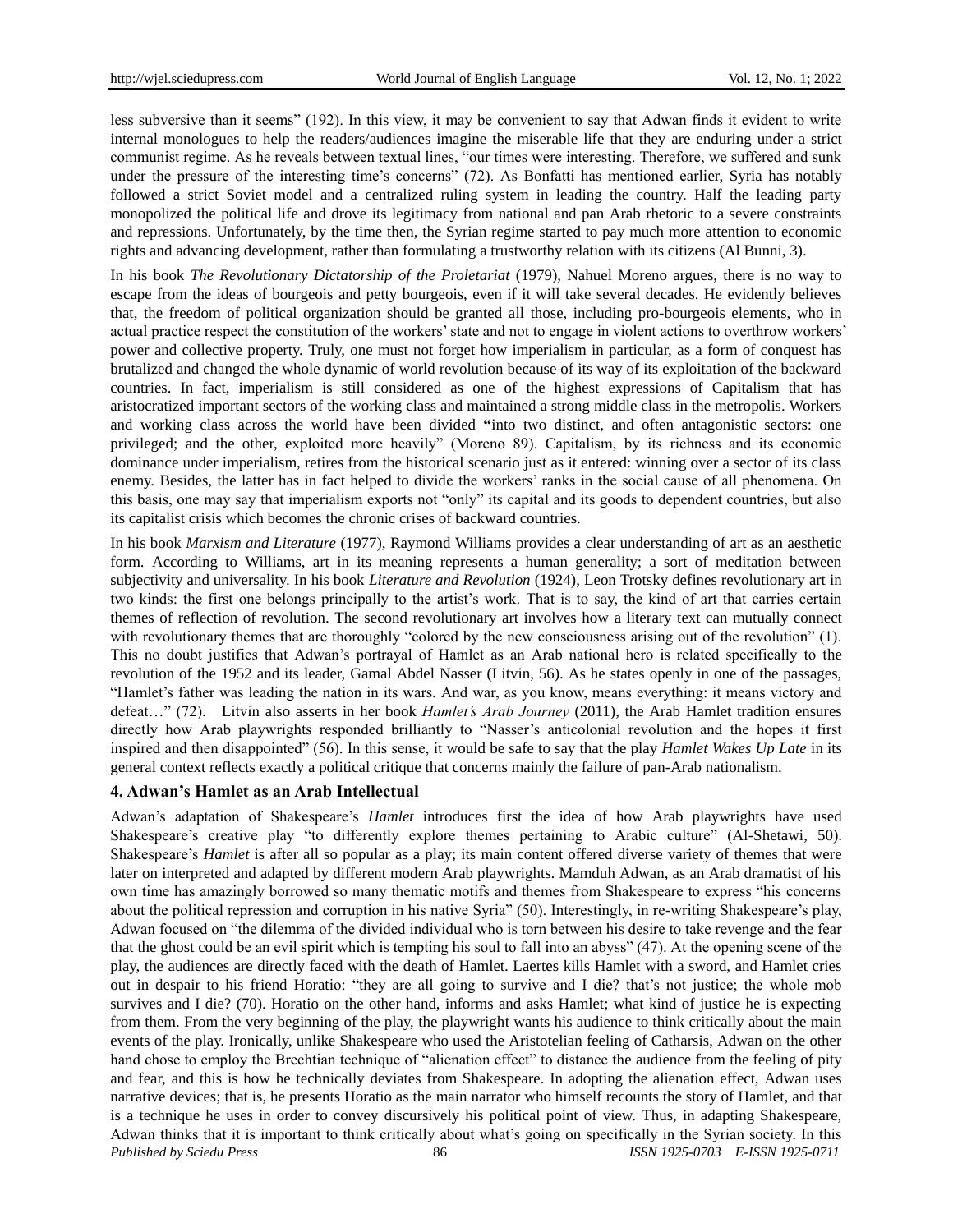less subversive than it seems" (192). In this view, it may be convenient to say that Adwan finds it evident to write internal monologues to help the readers/audiences imagine the miserable life that they are enduring under a strict communist regime. As he reveals between textual lines, "our times were interesting. Therefore, we suffered and sunk under the pressure of the interesting time's concerns" (72). As Bonfatti has mentioned earlier, Syria has notably followed a strict Soviet model and a centralized ruling system in leading the country. Half the leading party monopolized the political life and drove its legitimacy from national and pan Arab rhetoric to a severe constraints and repressions. Unfortunately, by the time then, the Syrian regime started to pay much more attention to economic rights and advancing development, rather than formulating a trustworthy relation with its citizens (Al Bunni, 3).

In his book *The Revolutionary Dictatorship of the Proletariat* (1979), Nahuel Moreno argues, there is no way to escape from the ideas of bourgeois and petty bourgeois, even if it will take several decades. He evidently believes that, the freedom of political organization should be granted all those, including pro-bourgeois elements, who in actual practice respect the constitution of the workers' state and not to engage in violent actions to overthrow workers' power and collective property. Truly, one must not forget how imperialism in particular, as a form of conquest has brutalized and changed the whole dynamic of world revolution because of its way of its exploitation of the backward countries. In fact, imperialism is still considered as one of the highest expressions of Capitalism that has aristocratized important sectors of the working class and maintained a strong middle class in the metropolis. Workers and working class across the world have been divided **"**into two distinct, and often antagonistic sectors: one privileged; and the other, exploited more heavily" (Moreno 89). Capitalism, by its richness and its economic dominance under imperialism, retires from the historical scenario just as it entered: winning over a sector of its class enemy. Besides, the latter has in fact helped to divide the workers' ranks in the social cause of all phenomena. On this basis, one may say that imperialism exports not "only" its capital and its goods to dependent countries, but also its capitalist crisis which becomes the chronic crises of backward countries.

In his book *Marxism and Literature* (1977), Raymond Williams provides a clear understanding of art as an aesthetic form. According to Williams, art in its meaning represents a human generality; a sort of meditation between subjectivity and universality. In his book *Literature and Revolution* (1924), Leon Trotsky defines revolutionary art in two kinds: the first one belongs principally to the artist's work. That is to say, the kind of art that carries certain themes of reflection of revolution. The second revolutionary art involves how a literary text can mutually connect with revolutionary themes that are thoroughly "colored by the new consciousness arising out of the revolution" (1). This no doubt justifies that Adwan's portrayal of Hamlet as an Arab national hero is related specifically to the revolution of the 1952 and its leader, Gamal Abdel Nasser (Litvin, 56). As he states openly in one of the passages, "Hamlet's father was leading the nation in its wars. And war, as you know, means everything: it means victory and defeat…" (72). Litvin also asserts in her book *Hamlet's Arab Journey* (2011), the Arab Hamlet tradition ensures directly how Arab playwrights responded brilliantly to "Nasser's anticolonial revolution and the hopes it first inspired and then disappointed" (56). In this sense, it would be safe to say that the play *Hamlet Wakes Up Late* in its general context reflects exactly a political critique that concerns mainly the failure of pan-Arab nationalism.

## 4. Adwan's Hamlet as an Arab Intellectual

Adwan's adaptation of Shakespeare's *Hamlet* introduces first the idea of how Arab playwrights have used Shakespeare's creative play "to differently explore themes pertaining to Arabic culture" (Al-Shetawi, 50). Shakespeare's *Hamlet* is after all so popular as a play; its main content offered diverse variety of themes that were later on interpreted and adapted by different modern Arab playwrights. Mamduh Adwan, as an Arab dramatist of his own time has amazingly borrowed so many thematic motifs and themes from Shakespeare to express "his concerns about the political repression and corruption in his native Syria" (50). Interestingly, in re-writing Shakespeare's play, Adwan focused on "the dilemma of the divided individual who is torn between his desire to take revenge and the fear that the ghost could be an evil spirit which is tempting his soul to fall into an abyss" (47). At the opening scene of the play, the audiences are directly faced with the death of Hamlet. Laertes kills Hamlet with a sword, and Hamlet cries out in despair to his friend Horatio: "they are all going to survive and I die? that's not justice; the whole mob survives and I die? (70). Horatio on the other hand, informs and asks Hamlet; what kind of justice he is expecting from them. From the very beginning of the play, the playwright wants his audience to think critically about the main events of the play. Ironically, unlike Shakespeare who used the Aristotelian feeling of Catharsis, Adwan on the other hand chose to employ the Brechtian technique of "alienation effect" to distance the audience from the feeling of pity and fear, and this is how he technically deviates from Shakespeare. In adopting the alienation effect, Adwan uses narrative devices; that is, he presents Horatio as the main narrator who himself recounts the story of Hamlet, and that is a technique he uses in order to convey discursively his political point of view. Thus, in adapting Shakespeare, Adwan thinks that it is important to think critically about what's going on specifically in the Syrian society. In this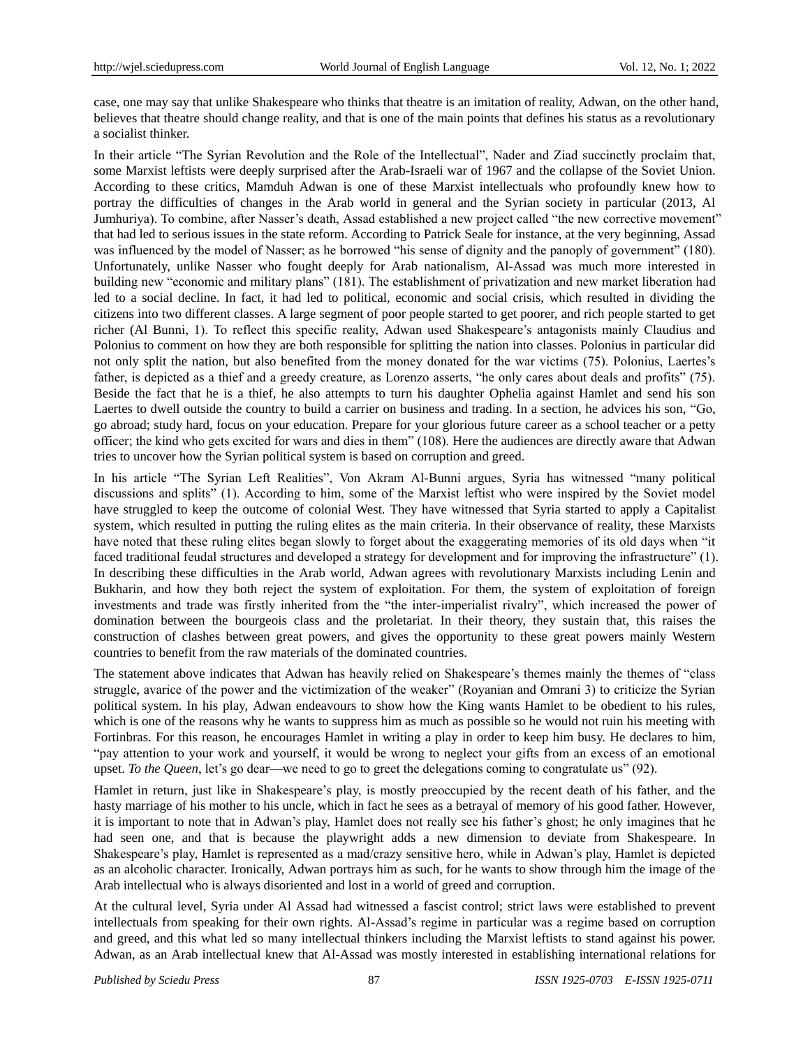case, one may say that unlike Shakespeare who thinks that theatre is an imitation of reality, Adwan, on the other hand, believes that theatre should change reality, and that is one of the main points that defines his status as a revolutionary a socialist thinker.

In their article "The Syrian Revolution and the Role of the Intellectual", Nader and Ziad succinctly proclaim that, some Marxist leftists were deeply surprised after the Arab-Israeli war of 1967 and the collapse of the Soviet Union. According to these critics, Mamduh Adwan is one of these Marxist intellectuals who profoundly knew how to portray the difficulties of changes in the Arab world in general and the Syrian society in particular (2013, Al Jumhuriya). To combine, after Nasser's death, Assad established a new project called "the new corrective movement" that had led to serious issues in the state reform. According to Patrick Seale for instance, at the very beginning, Assad was influenced by the model of Nasser; as he borrowed "his sense of dignity and the panoply of government" (180). Unfortunately, unlike Nasser who fought deeply for Arab nationalism, Al-Assad was much more interested in building new "economic and military plans" (181). The establishment of privatization and new market liberation had led to a social decline. In fact, it had led to political, economic and social crisis, which resulted in dividing the citizens into two different classes. A large segment of poor people started to get poorer, and rich people started to get richer (Al Bunni, 1). To reflect this specific reality, Adwan used Shakespeare's antagonists mainly Claudius and Polonius to comment on how they are both responsible for splitting the nation into classes. Polonius in particular did not only split the nation, but also benefited from the money donated for the war victims (75). Polonius, Laertes's father, is depicted as a thief and a greedy creature, as Lorenzo asserts, "he only cares about deals and profits" (75). Beside the fact that he is a thief, he also attempts to turn his daughter Ophelia against Hamlet and send his son Laertes to dwell outside the country to build a carrier on business and trading. In a section, he advices his son, "Go, go abroad; study hard, focus on your education. Prepare for your glorious future career as a school teacher or a petty officer; the kind who gets excited for wars and dies in them" (108). Here the audiences are directly aware that Adwan tries to uncover how the Syrian political system is based on corruption and greed.

In his article "The Syrian Left Realities", Von Akram Al-Bunni argues, Syria has witnessed "many political discussions and splits" (1). According to him, some of the Marxist leftist who were inspired by the Soviet model have struggled to keep the outcome of colonial West. They have witnessed that Syria started to apply a Capitalist system, which resulted in putting the ruling elites as the main criteria. In their observance of reality, these Marxists have noted that these ruling elites began slowly to forget about the exaggerating memories of its old days when "it faced traditional feudal structures and developed a strategy for development and for improving the infrastructure" (1). In describing these difficulties in the Arab world, Adwan agrees with revolutionary Marxists including Lenin and Bukharin, and how they both reject the system of exploitation. For them, the system of exploitation of foreign investments and trade was firstly inherited from the "the inter-imperialist rivalry", which increased the power of domination between the bourgeois class and the proletariat. In their theory, they sustain that, this raises the construction of clashes between great powers, and gives the opportunity to these great powers mainly Western countries to benefit from the raw materials of the dominated countries.

The statement above indicates that Adwan has heavily relied on Shakespeare's themes mainly the themes of "class struggle, avarice of the power and the victimization of the weaker" (Royanian and Omrani 3) to criticize the Syrian political system. In his play, Adwan endeavours to show how the King wants Hamlet to be obedient to his rules, which is one of the reasons why he wants to suppress him as much as possible so he would not ruin his meeting with Fortinbras. For this reason, he encourages Hamlet in writing a play in order to keep him busy. He declares to him, "pay attention to your work and yourself, it would be wrong to neglect your gifts from an excess of an emotional upset. *To the Queen*, let's go dear—we need to go to greet the delegations coming to congratulate us" (92).

Hamlet in return, just like in Shakespeare's play, is mostly preoccupied by the recent death of his father, and the hasty marriage of his mother to his uncle, which in fact he sees as a betrayal of memory of his good father. However, it is important to note that in Adwan's play, Hamlet does not really see his father's ghost; he only imagines that he had seen one, and that is because the playwright adds a new dimension to deviate from Shakespeare. In Shakespeare's play, Hamlet is represented as a mad/crazy sensitive hero, while in Adwan's play, Hamlet is depicted as an alcoholic character. Ironically, Adwan portrays him as such, for he wants to show through him the image of the Arab intellectual who is always disoriented and lost in a world of greed and corruption.

At the cultural level, Syria under Al Assad had witnessed a fascist control; strict laws were established to prevent intellectuals from speaking for their own rights. Al-Assad's regime in particular was a regime based on corruption and greed, and this what led so many intellectual thinkers including the Marxist leftists to stand against his power. Adwan, as an Arab intellectual knew that Al-Assad was mostly interested in establishing international relations for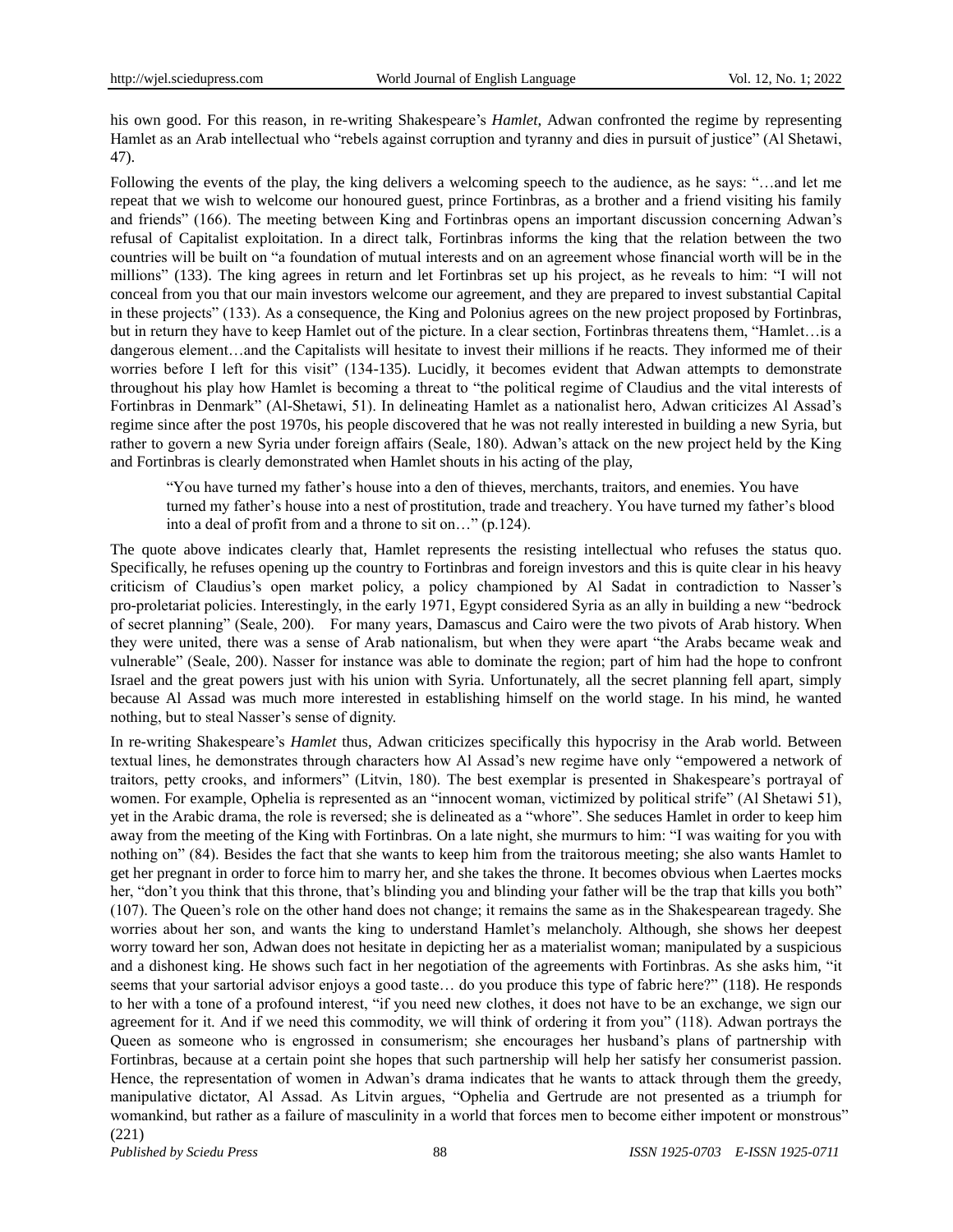his own good. For this reason, in re-writing Shakespeare's *Hamlet,* Adwan confronted the regime by representing Hamlet as an Arab intellectual who "rebels against corruption and tyranny and dies in pursuit of justice" (Al Shetawi, 47).

Following the events of the play, the king delivers a welcoming speech to the audience, as he says: "…and let me repeat that we wish to welcome our honoured guest, prince Fortinbras, as a brother and a friend visiting his family and friends" (166). The meeting between King and Fortinbras opens an important discussion concerning Adwan's refusal of Capitalist exploitation. In a direct talk, Fortinbras informs the king that the relation between the two countries will be built on "a foundation of mutual interests and on an agreement whose financial worth will be in the millions" (133). The king agrees in return and let Fortinbras set up his project, as he reveals to him: "I will not conceal from you that our main investors welcome our agreement, and they are prepared to invest substantial Capital in these projects" (133). As a consequence, the King and Polonius agrees on the new project proposed by Fortinbras, but in return they have to keep Hamlet out of the picture. In a clear section, Fortinbras threatens them, "Hamlet…is a dangerous element…and the Capitalists will hesitate to invest their millions if he reacts. They informed me of their worries before I left for this visit" (134-135). Lucidly, it becomes evident that Adwan attempts to demonstrate throughout his play how Hamlet is becoming a threat to "the political regime of Claudius and the vital interests of Fortinbras in Denmark" (Al-Shetawi, 51). In delineating Hamlet as a nationalist hero, Adwan criticizes Al Assad's regime since after the post 1970s, his people discovered that he was not really interested in building a new Syria, but rather to govern a new Syria under foreign affairs (Seale, 180). Adwan's attack on the new project held by the King and Fortinbras is clearly demonstrated when Hamlet shouts in his acting of the play,

> "You have turned my father's house into a den of thieves, merchants, traitors, and enemies. You have turned my father's house into a nest of prostitution, trade and treachery. You have turned my father's blood into a deal of profit from and a throne to sit on…" (p.124).

The quote above indicates clearly that, Hamlet represents the resisting intellectual who refuses the status quo. Specifically, he refuses opening up the country to Fortinbras and foreign investors and this is quite clear in his heavy criticism of Claudius's open market policy, a policy championed by Al Sadat in contradiction to Nasser's pro-proletariat policies. Interestingly, in the early 1971, Egypt considered Syria as an ally in building a new "bedrock of secret planning" (Seale, 200). For many years, Damascus and Cairo were the two pivots of Arab history. When they were united, there was a sense of Arab nationalism, but when they were apart "the Arabs became weak and vulnerable" (Seale, 200). Nasser for instance was able to dominate the region; part of him had the hope to confront Israel and the great powers just with his union with Syria. Unfortunately, all the secret planning fell apart, simply because Al Assad was much more interested in establishing himself on the world stage. In his mind, he wanted nothing, but to steal Nasser's sense of dignity.

In re-writing Shakespeare's *Hamlet* thus, Adwan criticizes specifically this hypocrisy in the Arab world. Between textual lines, he demonstrates through characters how Al Assad's new regime have only "empowered a network of traitors, petty crooks, and informers" (Litvin, 180). The best exemplar is presented in Shakespeare's portrayal of women. For example, Ophelia is represented as an "innocent woman, victimized by political strife" (Al Shetawi 51), yet in the Arabic drama, the role is reversed; she is delineated as a "whore". She seduces Hamlet in order to keep him away from the meeting of the King with Fortinbras. On a late night, she murmurs to him: "I was waiting for you with nothing on" (84). Besides the fact that she wants to keep him from the traitorous meeting; she also wants Hamlet to get her pregnant in order to force him to marry her, and she takes the throne. It becomes obvious when Laertes mocks her, "don't you think that this throne, that's blinding you and blinding your father will be the trap that kills you both" (107). The Queen's role on the other hand does not change; it remains the same as in the Shakespearean tragedy. She worries about her son, and wants the king to understand Hamlet's melancholy. Although, she shows her deepest worry toward her son, Adwan does not hesitate in depicting her as a materialist woman; manipulated by a suspicious and a dishonest king. He shows such fact in her negotiation of the agreements with Fortinbras. As she asks him, "it seems that your sartorial advisor enjoys a good taste… do you produce this type of fabric here?" (118). He responds to her with a tone of a profound interest, "if you need new clothes, it does not have to be an exchange, we sign our agreement for it. And if we need this commodity, we will think of ordering it from you" (118). Adwan portrays the Queen as someone who is engrossed in consumerism; she encourages her husband's plans of partnership with Fortinbras, because at a certain point she hopes that such partnership will help her satisfy her consumerist passion. Hence, the representation of women in Adwan's drama indicates that he wants to attack through them the greedy, manipulative dictator, Al Assad. As Litvin argues, "Ophelia and Gertrude are not presented as a triumph for womankind, but rather as a failure of masculinity in a world that forces men to become either impotent or monstrous" (221)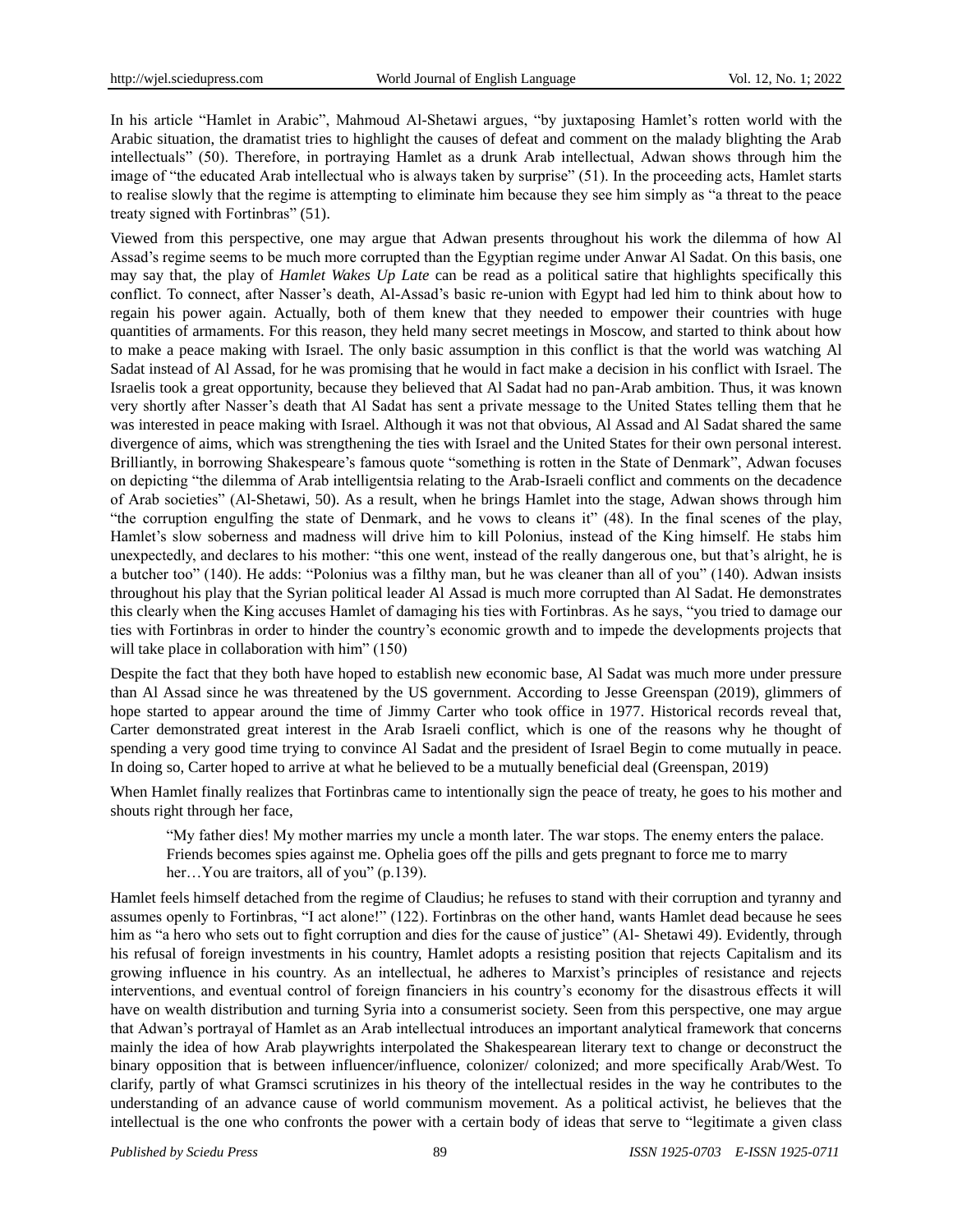In his article "Hamlet in Arabic", Mahmoud Al-Shetawi argues, "by juxtaposing Hamlet's rotten world with the Arabic situation, the dramatist tries to highlight the causes of defeat and comment on the malady blighting the Arab intellectuals" (50). Therefore, in portraying Hamlet as a drunk Arab intellectual, Adwan shows through him the image of "the educated Arab intellectual who is always taken by surprise" (51). In the proceeding acts, Hamlet starts to realise slowly that the regime is attempting to eliminate him because they see him simply as "a threat to the peace treaty signed with Fortinbras" (51).

Viewed from this perspective, one may argue that Adwan presents throughout his work the dilemma of how Al Assad's regime seems to be much more corrupted than the Egyptian regime under Anwar Al Sadat. On this basis, one may say that, the play of *Hamlet Wakes Up Late* can be read as a political satire that highlights specifically this conflict. To connect, after Nasser's death, Al-Assad's basic re-union with Egypt had led him to think about how to regain his power again. Actually, both of them knew that they needed to empower their countries with huge quantities of armaments. For this reason, they held many secret meetings in Moscow, and started to think about how to make a peace making with Israel. The only basic assumption in this conflict is that the world was watching Al Sadat instead of Al Assad, for he was promising that he would in fact make a decision in his conflict with Israel. The Israelis took a great opportunity, because they believed that Al Sadat had no pan-Arab ambition. Thus, it was known very shortly after Nasser's death that Al Sadat has sent a private message to the United States telling them that he was interested in peace making with Israel. Although it was not that obvious, Al Assad and Al Sadat shared the same divergence of aims, which was strengthening the ties with Israel and the United States for their own personal interest. Brilliantly, in borrowing Shakespeare's famous quote "something is rotten in the State of Denmark", Adwan focuses on depicting "the dilemma of Arab intelligentsia relating to the Arab-Israeli conflict and comments on the decadence of Arab societies" (Al-Shetawi, 50). As a result, when he brings Hamlet into the stage, Adwan shows through him "the corruption engulfing the state of Denmark, and he vows to cleans it" (48). In the final scenes of the play, Hamlet's slow soberness and madness will drive him to kill Polonius, instead of the King himself. He stabs him unexpectedly, and declares to his mother: "this one went, instead of the really dangerous one, but that's alright, he is a butcher too" (140). He adds: "Polonius was a filthy man, but he was cleaner than all of you" (140). Adwan insists throughout his play that the Syrian political leader Al Assad is much more corrupted than Al Sadat. He demonstrates this clearly when the King accuses Hamlet of damaging his ties with Fortinbras. As he says, "you tried to damage our ties with Fortinbras in order to hinder the country's economic growth and to impede the developments projects that will take place in collaboration with him" (150)

Despite the fact that they both have hoped to establish new economic base, Al Sadat was much more under pressure than Al Assad since he was threatened by the US government. According to Jesse Greenspan (2019), glimmers of hope started to appear around the time of Jimmy Carter who took office in 1977. Historical records reveal that, Carter demonstrated great interest in the Arab Israeli conflict, which is one of the reasons why he thought of spending a very good time trying to convince Al Sadat and the president of Israel Begin to come mutually in peace. In doing so, Carter hoped to arrive at what he believed to be a mutually beneficial deal (Greenspan, 2019)

When Hamlet finally realizes that Fortinbras came to intentionally sign the peace of treaty, he goes to his mother and shouts right through her face,

> "My father dies! My mother marries my uncle a month later. The war stops. The enemy enters the palace. Friends becomes spies against me. Ophelia goes off the pills and gets pregnant to force me to marry her…You are traitors, all of you" (p.139).

Hamlet feels himself detached from the regime of Claudius; he refuses to stand with their corruption and tyranny and assumes openly to Fortinbras, "I act alone!" (122). Fortinbras on the other hand, wants Hamlet dead because he sees him as "a hero who sets out to fight corruption and dies for the cause of justice" (Al- Shetawi 49). Evidently, through his refusal of foreign investments in his country, Hamlet adopts a resisting position that rejects Capitalism and its growing influence in his country. As an intellectual, he adheres to Marxist's principles of resistance and rejects interventions, and eventual control of foreign financiers in his country's economy for the disastrous effects it will have on wealth distribution and turning Syria into a consumerist society. Seen from this perspective, one may argue that Adwan's portrayal of Hamlet as an Arab intellectual introduces an important analytical framework that concerns mainly the idea of how Arab playwrights interpolated the Shakespearean literary text to change or deconstruct the binary opposition that is between influencer/influence, colonizer/ colonized; and more specifically Arab/West. To clarify, partly of what Gramsci scrutinizes in his theory of the intellectual resides in the way he contributes to the understanding of an advance cause of world communism movement. As a political activist, he believes that the intellectual is the one who confronts the power with a certain body of ideas that serve to "legitimate a given class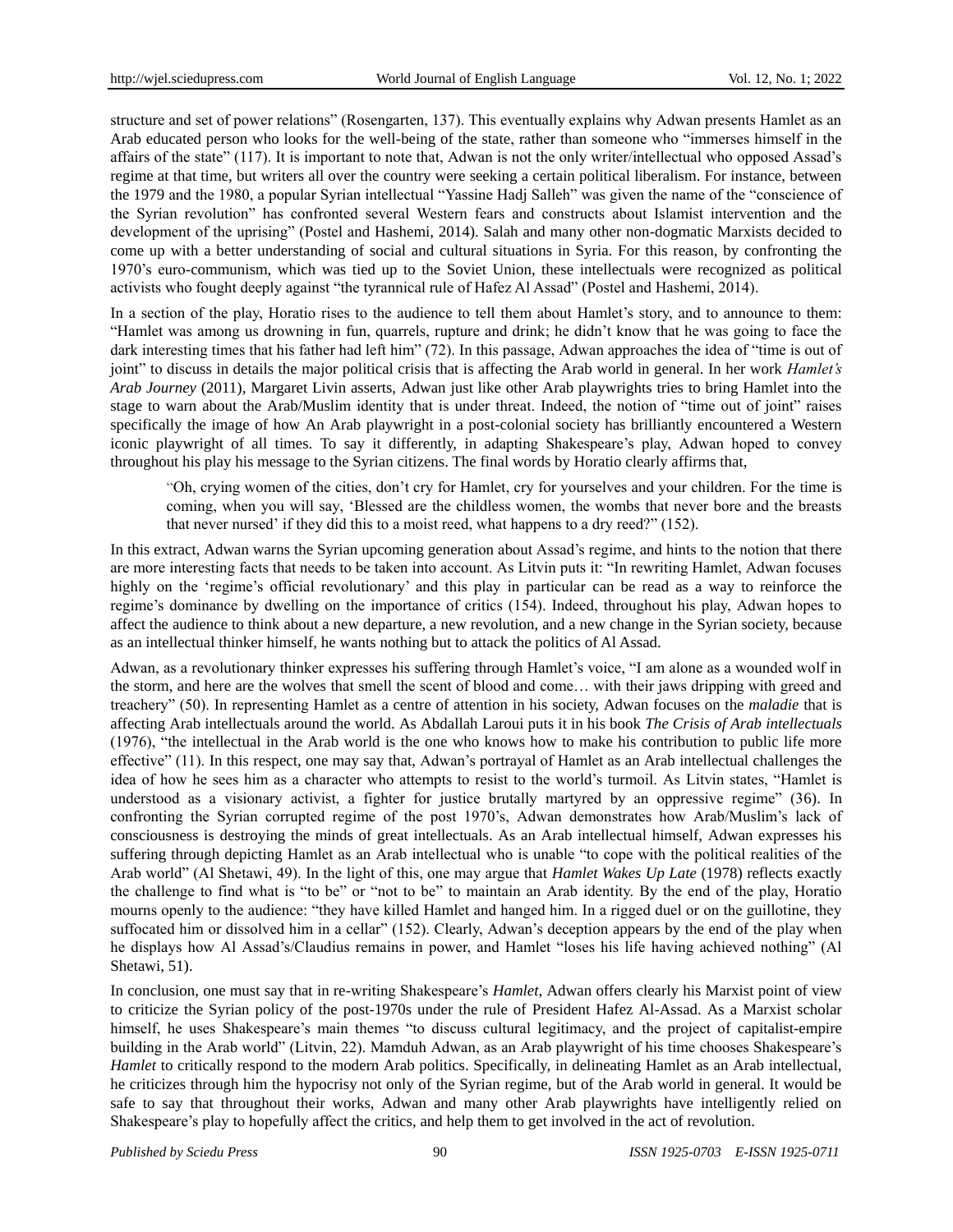structure and set of power relations" (Rosengarten, 137). This eventually explains why Adwan presents Hamlet as an Arab educated person who looks for the well-being of the state, rather than someone who "immerses himself in the affairs of the state" (117). It is important to note that, Adwan is not the only writer/intellectual who opposed Assad's regime at that time, but writers all over the country were seeking a certain political liberalism. For instance, between the 1979 and the 1980, a popular Syrian intellectual "Yassine Hadj Salleh" was given the name of the "conscience of the Syrian revolution" has confronted several Western fears and constructs about Islamist intervention and the development of the uprising" (Postel and Hashemi, 2014). Salah and many other non-dogmatic Marxists decided to come up with a better understanding of social and cultural situations in Syria. For this reason, by confronting the 1970's euro-communism, which was tied up to the Soviet Union, these intellectuals were recognized as political activists who fought deeply against "the tyrannical rule of Hafez Al Assad" (Postel and Hashemi, 2014).

In a section of the play, Horatio rises to the audience to tell them about Hamlet's story, and to announce to them: "Hamlet was among us drowning in fun, quarrels, rupture and drink; he didn't know that he was going to face the dark interesting times that his father had left him" (72). In this passage, Adwan approaches the idea of "time is out of joint" to discuss in details the major political crisis that is affecting the Arab world in general. In her work *Hamlet's Arab Journey* (2011), Margaret Livin asserts, Adwan just like other Arab playwrights tries to bring Hamlet into the stage to warn about the Arab/Muslim identity that is under threat. Indeed, the notion of "time out of joint" raises specifically the image of how An Arab playwright in a post-colonial society has brilliantly encountered a Western iconic playwright of all times. To say it differently, in adapting Shakespeare's play, Adwan hoped to convey throughout his play his message to the Syrian citizens. The final words by Horatio clearly affirms that,

> "Oh, crying women of the cities, don't cry for Hamlet, cry for yourselves and your children. For the time is coming, when you will say, 'Blessed are the childless women, the wombs that never bore and the breasts that never nursed' if they did this to a moist reed, what happens to a dry reed?" (152).

In this extract, Adwan warns the Syrian upcoming generation about Assad's regime, and hints to the notion that there are more interesting facts that needs to be taken into account. As Litvin puts it: "In rewriting Hamlet, Adwan focuses highly on the 'regime's official revolutionary' and this play in particular can be read as a way to reinforce the regime's dominance by dwelling on the importance of critics (154). Indeed, throughout his play, Adwan hopes to affect the audience to think about a new departure, a new revolution, and a new change in the Syrian society, because as an intellectual thinker himself, he wants nothing but to attack the politics of Al Assad.

Adwan, as a revolutionary thinker expresses his suffering through Hamlet's voice, "I am alone as a wounded wolf in the storm, and here are the wolves that smell the scent of blood and come… with their jaws dripping with greed and treachery" (50). In representing Hamlet as a centre of attention in his society, Adwan focuses on the *maladie* that is affecting Arab intellectuals around the world. As Abdallah Laroui puts it in his book *The Crisis of Arab intellectuals* (1976), "the intellectual in the Arab world is the one who knows how to make his contribution to public life more effective" (11). In this respect, one may say that, Adwan's portrayal of Hamlet as an Arab intellectual challenges the idea of how he sees him as a character who attempts to resist to the world's turmoil. As Litvin states, "Hamlet is understood as a visionary activist, a fighter for justice brutally martyred by an oppressive regime" (36). In confronting the Syrian corrupted regime of the post 1970's, Adwan demonstrates how Arab/Muslim's lack of consciousness is destroying the minds of great intellectuals. As an Arab intellectual himself, Adwan expresses his suffering through depicting Hamlet as an Arab intellectual who is unable "to cope with the political realities of the Arab world" (Al Shetawi, 49). In the light of this, one may argue that *Hamlet Wakes Up Late* (1978) reflects exactly the challenge to find what is "to be" or "not to be" to maintain an Arab identity. By the end of the play, Horatio mourns openly to the audience: "they have killed Hamlet and hanged him. In a rigged duel or on the guillotine, they suffocated him or dissolved him in a cellar" (152). Clearly, Adwan's deception appears by the end of the play when he displays how Al Assad's/Claudius remains in power, and Hamlet "loses his life having achieved nothing" (Al Shetawi, 51).

In conclusion, one must say that in re-writing Shakespeare's *Hamlet*, Adwan offers clearly his Marxist point of view to criticize the Syrian policy of the post-1970s under the rule of President Hafez Al-Assad. As a Marxist scholar himself, he uses Shakespeare's main themes "to discuss cultural legitimacy, and the project of capitalist-empire building in the Arab world" (Litvin, 22). Mamduh Adwan, as an Arab playwright of his time chooses Shakespeare's *Hamlet* to critically respond to the modern Arab politics. Specifically, in delineating Hamlet as an Arab intellectual, he criticizes through him the hypocrisy not only of the Syrian regime, but of the Arab world in general. It would be safe to say that throughout their works, Adwan and many other Arab playwrights have intelligently relied on Shakespeare's play to hopefully affect the critics, and help them to get involved in the act of revolution.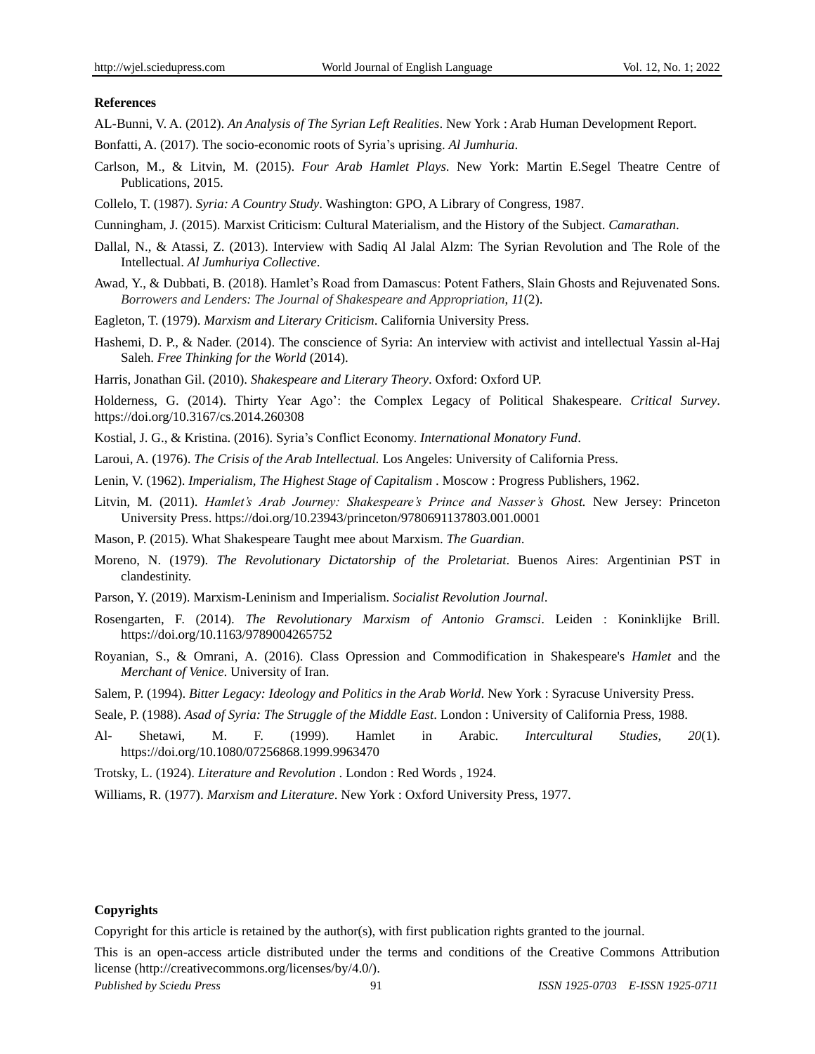**References**

AL-Bunni, V. A. (2012). *An Analysis of The Syrian Left Realities*. New York : Arab Human Development Report.

Bonfatti, A. (2017). The socio-economic roots of Syria's uprising. *Al Jumhuria*.

Carlson, M., & Litvin, M. (2015). *Four Arab Hamlet Plays*. New York: Martin E.Segel Theatre Centre of Publications, 2015.

Collelo, T. (1987). *Syria: A Country Study*. Washington: GPO, A Library of Congress, 1987.

Cunningham, J. (2015). Marxist Criticism: Cultural Materialism, and the History of the Subject. *Camarathan*.

Dallal, N., & Atassi, Z. (2013). Interview with Sadiq Al Jalal Alzm: The Syrian Revolution and The Role of the Intellectual. *Al Jumhuriya Collective*.

Awad, Y., & Dubbati, B. (2018). Hamlet's Road from Damascus: Potent Fathers, Slain Ghosts and Rejuvenated Sons. *Borrowers and Lenders: The Journal of Shakespeare and Appropriation, 11*(2).

Eagleton, T. (1979). *Marxism and Literary Criticism*. California University Press.

Hashemi, D. P., & Nader. (2014). The conscience of Syria: An interview with activist and intellectual Yassin al-Haj Saleh. *Free Thinking for the World* (2014).

Harris, Jonathan Gil. (2010). *Shakespeare and Literary Theory*. Oxford: Oxford UP.

Holderness, G. (2014). Thirty Year Ago': the Complex Legacy of Political Shakespeare. *Critical Survey*. https://doi.org/10.3167/cs.2014.260308

Kostial, J. G., & Kristina. (2016). Syria's Conflict Economy. *International Monatory Fund*.

Laroui, A. (1976). *The Crisis of the Arab Intellectual.* Los Angeles: University of California Press.

Lenin, V. (1962). *Imperialism, The Highest Stage of Capitalism* . Moscow : Progress Publishers, 1962.

Litvin, M. (2011). *Hamlet's Arab Journey: Shakespeare's Prince and Nasser's Ghost.* New Jersey: Princeton University Press. https://doi.org/10.23943/princeton/9780691137803.001.0001

Mason, P. (2015). What Shakespeare Taught mee about Marxism. *The Guardian*.

Moreno, N. (1979). *The Revolutionary Dictatorship of the Proletariat*. Buenos Aires: Argentinian PST in clandestinity.

Parson, Y. (2019). Marxism-Leninism and Imperialism. *Socialist Revolution Journal*.

Rosengarten, F. (2014). *The Revolutionary Marxism of Antonio Gramsci*. Leiden : Koninklijke Brill. https://doi.org/10.1163/9789004265752

Royanian, S., & Omrani, A. (2016). Class Opression and Commodification in Shakespeare's *Hamlet* and the *Merchant of Venice*. University of Iran.

Salem, P. (1994). *Bitter Legacy: Ideology and Politics in the Arab World*. New York : Syracuse University Press.

Seale, P. (1988). *Asad of Syria: The Struggle of the Middle East*. London : University of California Press, 1988.

Al- Shetawi, M. F. (1999). Hamlet in Arabic. *Intercultural Studies, 20*(1). https://doi.org/10.1080/07256868.1999.9963470

Trotsky, L. (1924). *Literature and Revolution* . London : Red Words , 1924.

Williams, R. (1977). *Marxism and Literature*. New York : Oxford University Press, 1977.

**Copyrights**

Copyright for this article is retained by the author(s), with first publication rights granted to the journal.

This is an open-access article distributed under the terms and conditions of the Creative Commons Attribution license (http://creativecommons.org/licenses/by/4.0/).